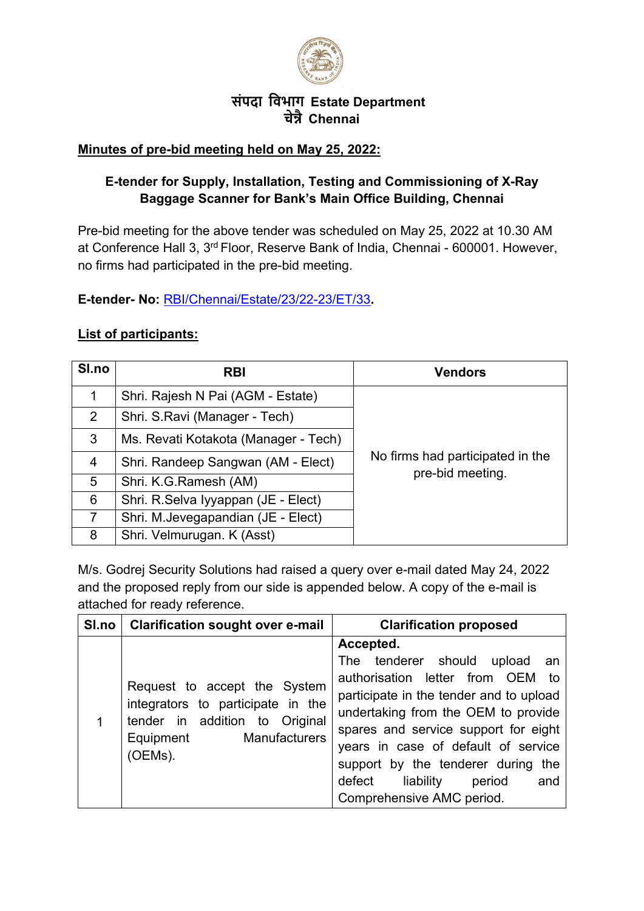**संपदा विभाग Estate Department**
**चेन्नै Chennai**

**Minutes of pre-bid meeting held on May 25, 2022:**

**E-tender for Supply, Installation, Testing and Commissioning of X-Ray Baggage Scanner for Bank's Main Office Building, Chennai**

Pre-bid meeting for the above tender was scheduled on May 25, 2022 at 10.30 AM at Conference Hall 3, 3rd Floor, Reserve Bank of India, Chennai - 600001. However, no firms had participated in the pre-bid meeting.

**E-tender- No:** RBI/Chennai/Estate/23/22-23/ET/33**.**

**List of participants:**

| Sl.no | RBI | Vendors |
|---|---|---|
| 1 | Shri. Rajesh N Pai (AGM - Estate) | No firms had participated in the pre-bid meeting. |
| 2 | Shri. S.Ravi (Manager - Tech) | |
| 3 | Ms. Revati Kotakota (Manager - Tech) | |
| 4 | Shri. Randeep Sangwan (AM - Elect) | |
| 5 | Shri. K.G.Ramesh (AM) | |
| 6 | Shri. R.Selva Iyyappan (JE - Elect) | |
| 7 | Shri. M.Jevegapandian (JE - Elect) | |
| 8 | Shri. Velmurugan. K (Asst) | |

M/s. Godrej Security Solutions had raised a query over e-mail dated May 24, 2022 and the proposed reply from our side is appended below. A copy of the e-mail is attached for ready reference.

| Sl.no | Clarification sought over e-mail | Clarification proposed |
|---|---|---|
| 1 | Request to accept the System integrators to participate in the tender in addition to Original Equipment Manufacturers (OEMs). | **Accepted.** The tenderer should upload an authorisation letter from OEM to participate in the tender and to upload undertaking from the OEM to provide spares and service support for eight years in case of default of service support by the tenderer during the defect liability period and Comprehensive AMC period. |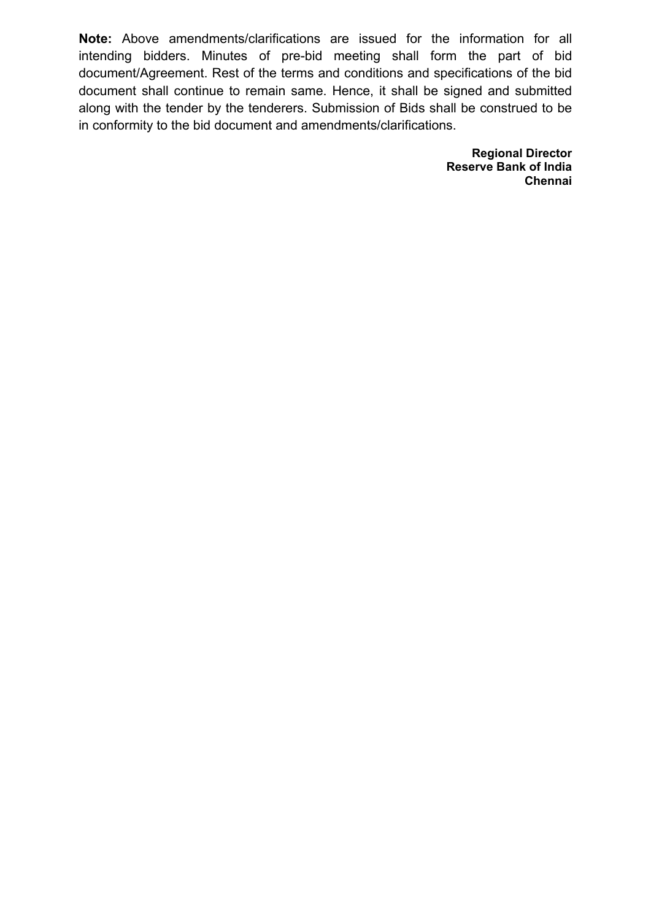**Note:** Above amendments/clarifications are issued for the information for all intending bidders. Minutes of pre-bid meeting shall form the part of bid document/Agreement. Rest of the terms and conditions and specifications of the bid document shall continue to remain same. Hence, it shall be signed and submitted along with the tender by the tenderers. Submission of Bids shall be construed to be in conformity to the bid document and amendments/clarifications.

**Regional Director**
**Reserve Bank of India**
**Chennai**